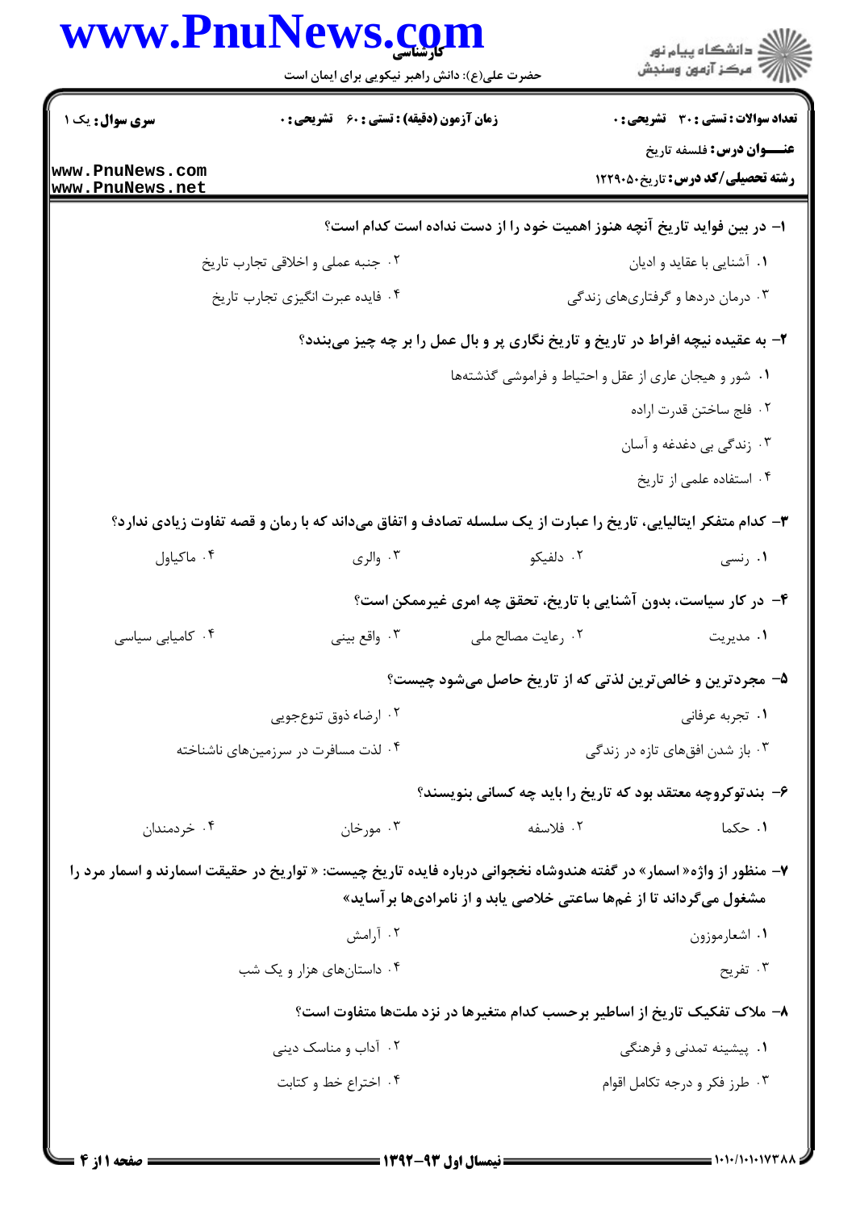**سری سوال:** یک ۱

**زمان آزمون (دقیقه) : تستی : ۶۰ تشریحی : ۰**

**تعداد سوالات : تستی : ۳۰ تشریحی : ۰**

**عنـــوان درس:** فلسفه تاریخ

**رشته تحصیلی/کد درس:** تاریخ ۱۲۲۹۰۵۰

۱- در بین فواید تاریخ آنچه هنوز اهمیت خود را از دست نداده است کدام است؟

۱. آشنایی با عقاید و ادیان
۲. جنبه عملی و اخلاقی تجارب تاریخ
۳. درمان دردها و گرفتاری‌های زندگی
۴. فایده عبرت انگیزی تجارب تاریخ

۲- به عقیده نیچه افراط در تاریخ و تاریخ نگاری پر و بال عمل را بر چه چیز می‌بندد؟

۱. شور و هیجان عاری از عقل و احتیاط و فراموشی گذشته‌ها
۲. فلج ساختن قدرت اراده
۳. زندگی بی دغدغه و آسان
۴. استفاده علمی از تاریخ

۳- کدام متفکر ایتالیایی، تاریخ را عبارت از یک سلسله تصادف و اتفاق می‌داند که با رمان و قصه تفاوت زیادی ندارد؟

۱. رنسی
۲. دلفیکو
۳. والری
۴. ماکیاول

۴- در کار سیاست، بدون آشنایی با تاریخ، تحقق چه امری غیرممکن است؟

۱. مدیریت
۲. رعایت مصالح ملی
۳. واقع بینی
۴. کامیابی سیاسی

۵- مجردترین و خالص‌ترین لذتی که از تاریخ حاصل می‌شود چیست؟

۱. تجربه عرفانی
۲. ارضاء ذوق تنوع‌جویی
۳. باز شدن افق‌های تازه در زندگی
۴. لذت مسافرت در سرزمین‌های ناشناخته

۶- بندتوکروچه معتقد بود که تاریخ را باید چه کسانی بنویسند؟

۱. حکما
۲. فلاسفه
۳. مورخان
۴. خردمندان

۷- منظور از واژه« اسمار» در گفته هندوشاه نخجوانی درباره فایده تاریخ چیست: « تواریخ در حقیقت اسمارند و اسمار مرد را مشغول می‌گرداند تا از غم‌ها ساعتی خلاصی یابد و از نامرادی‌ها برآساید»

۱. اشعارموزون
۲. آرامش
۳. تفریح
۴. داستان‌های هزار و یک شب

۸- ملاک تفکیک تاریخ از اساطیر برحسب کدام متغیرها در نزد ملت‌ها متفاوت است؟

۱. پیشینه تمدنی و فرهنگی
۲. آداب و مناسک دینی
۳. طرز فکر و درجه تکامل اقوام
۴. اختراع خط و کتابت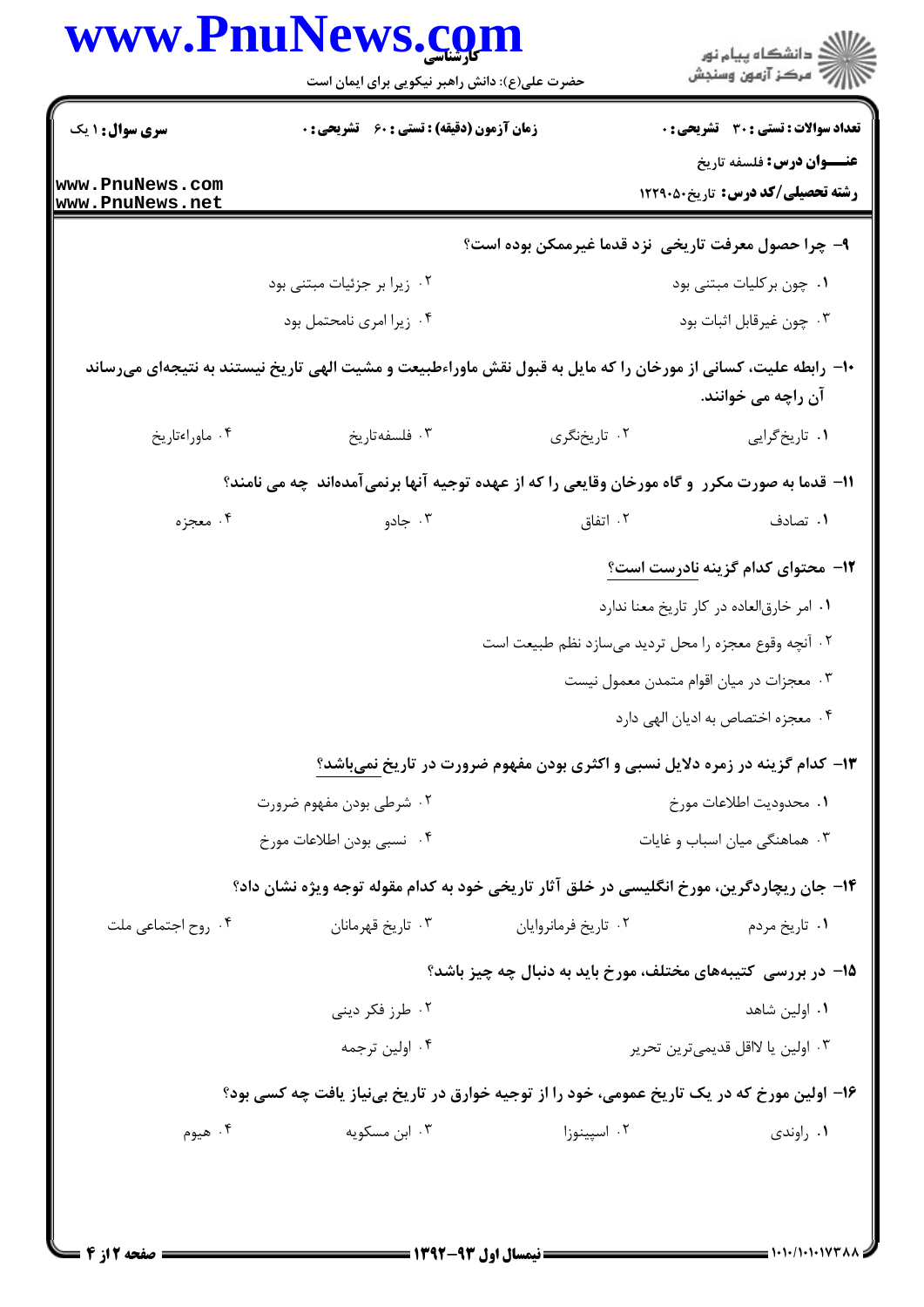۹- چرا حصول معرفت تاریخی نزد قدما غیرممکن بوده است؟

۱. چون برکلیات مبتنی بود
۲. زیرا بر جزئیات مبتنی بود
۳. چون غیرقابل اثبات بود
۴. زیرا امری نامحتمل بود

۱۰- رابطه علیت، کسانی از مورخان را که مایل به قبول نقش ماوراءطبیعت و مشیت الهی تاریخ نیستند به نتیجه‌ای می‌رساند آن راچه می خوانند.

۱. تاریخ‌گرایی
۲. تاریخ‌نگری
۳. فلسفه‌تاریخ
۴. ماوراءتاریخ

۱۱- قدما به صورت مکرر و گاه مورخان وقایعی را که از عهده توجیه آنها برنمی‌آمده‌اند چه می نامند؟

۱. تصادف
۲. اتفاق
۳. جادو
۴. معجزه

۱۲- محتوای کدام گزینه <u>نادرست است</u>؟

۱. امر خارق‌العاده در کار تاریخ معنا ندارد
۲. آنچه وقوع معجزه را محل تردید می‌سازد نظم طبیعت است
۳. معجزات در میان اقوام متمدن معمول نیست
۴. معجزه اختصاص به ادیان الهی دارد

۱۳- کدام گزینه در زمره دلایل نسبی و اکثری بودن مفهوم ضرورت در تاریخ <u>نمی‌باشد</u>؟

۱. محدودیت اطلاعات مورخ
۲. شرطی بودن مفهوم ضرورت
۳. هماهنگی میان اسباب و غایات
۴. نسبی بودن اطلاعات مورخ

۱۴- جان ریچاردگرین، مورخ انگلیسی در خلق آثار تاریخی خود به کدام مقوله توجه ویژه نشان داد؟

۱. تاریخ مردم
۲. تاریخ فرمانروایان
۳. تاریخ قهرمانان
۴. روح اجتماعی ملت

۱۵- در بررسی کتیبه‌های مختلف، مورخ باید به دنبال چه چیز باشد؟

۱. اولین شاهد
۲. طرز فکر دینی
۳. اولین یا لااقل قدیمی‌ترین تحریر
۴. اولین ترجمه

۱۶- اولین مورخ که در یک تاریخ عمومی، خود را از توجیه خوارق در تاریخ بی‌نیاز یافت چه کسی بود؟

۱. راوندی
۲. اسپینوزا
۳. ابن مسکویه
۴. هیوم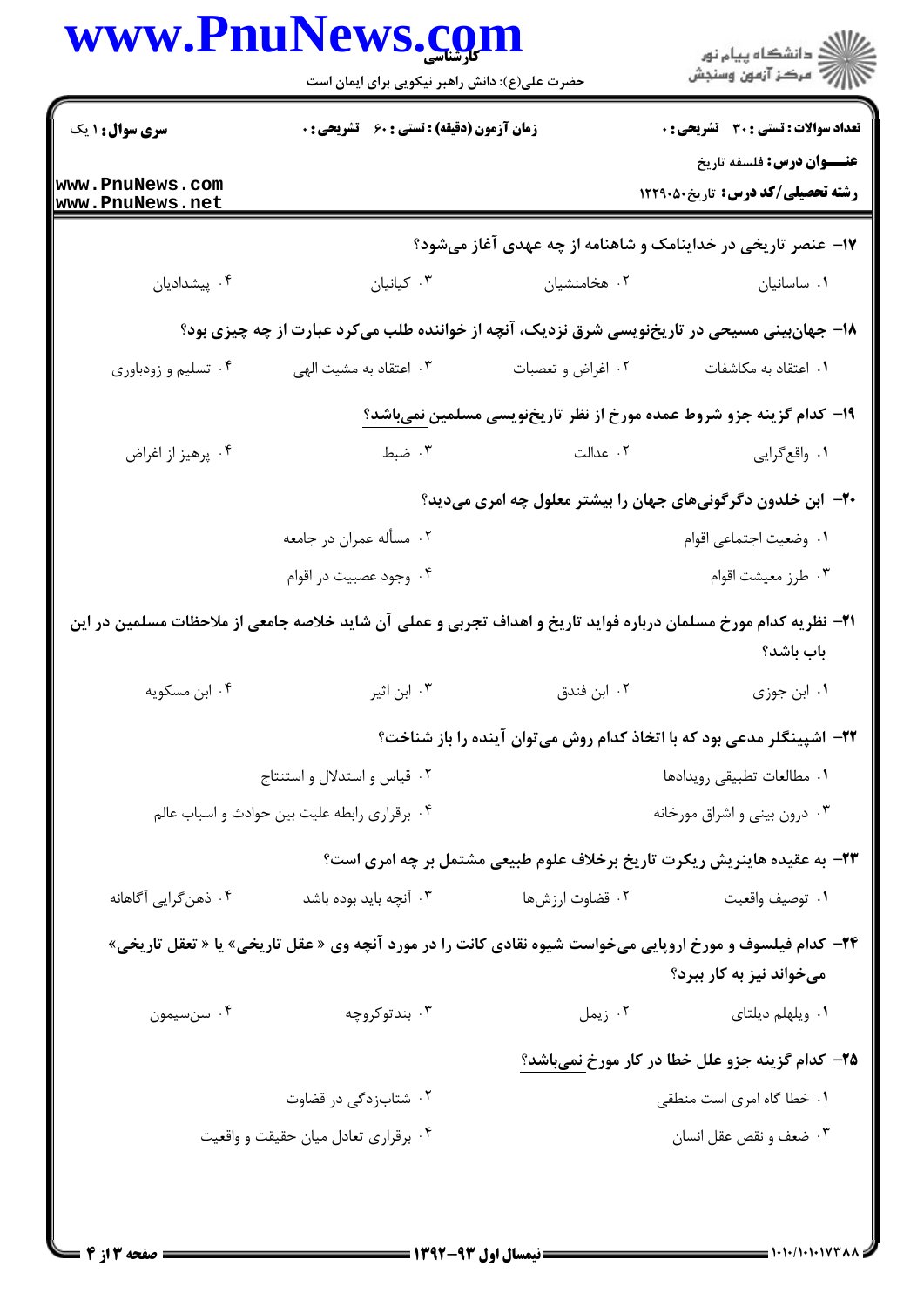۱۷- عنصر تاریخی در خداینامک و شاهنامه از چه عهدی آغاز می‌شود؟

۱. ساسانیان ۲. هخامنشیان ۳. کیانیان ۴. پیشدادیان

۱۸- جهان‌بینی مسیحی در تاریخ‌نویسی شرق نزدیک، آنچه از خواننده طلب می‌کرد عبارت از چه چیزی بود؟

۱. اعتقاد به مکاشفات ۲. اغراض و تعصبات ۳. اعتقاد به مشیت الهی ۴. تسلیم و زودباوری

۱۹- کدام گزینه جزو شروط عمده مورخ از نظر تاریخ‌نویسی مسلمین نمی‌باشد؟

۱. واقع‌گرایی ۲. عدالت ۳. ضبط ۴. پرهیز از اغراض

۲۰- ابن خلدون دگرگونی‌های جهان را بیشتر معلول چه امری می‌دید؟

۱. وضعیت اجتماعی اقوام
۲. مسأله عمران در جامعه
۳. طرز معیشت اقوام
۴. وجود عصبیت در اقوام

۲۱- نظریه کدام مورخ مسلمان درباره فواید تاریخ و اهداف تجربی و عملی آن شاید خلاصه جامعی از ملاحظات مسلمین در این باب باشد؟

۱. ابن جوزی ۲. ابن فندق ۳. ابن اثیر ۴. ابن مسکویه

۲۲- اشپینگلر مدعی بود که با اتخاذ کدام روش می‌توان آینده را باز شناخت؟

۱. مطالعات تطبیقی رویدادها
۲. قیاس و استدلال و استنتاج
۳. درون بینی و اشراق مورخانه
۴. برقراری رابطه علیت بین حوادث و اسباب عالم

۲۳- به عقیده هاینریش ریکرت تاریخ برخلاف علوم طبیعی مشتمل بر چه امری است؟

۱. توصیف واقعیت ۲. قضاوت ارزش‌ها ۳. آنچه باید بوده باشد ۴. ذهن‌گرایی آگاهانه

۲۴- کدام فیلسوف و مورخ اروپایی می‌خواست شیوه نقادی کانت را در مورد آنچه وی « عقل تاریخی» یا « تعقل تاریخی» می‌خواند نیز به کار ببرد؟

۱. ویلهلم دیلتای ۲. زیمل ۳. بندتوکروچه ۴. سن‌سیمون

۲۵- کدام گزینه جزو علل خطا در کار مورخ نمی‌باشد؟

۱. خطا گاه امری است منطقی
۲. شتابزدگی در قضاوت
۳. ضعف و نقص عقل انسان
۴. برقراری تعادل میان حقیقت و واقعیت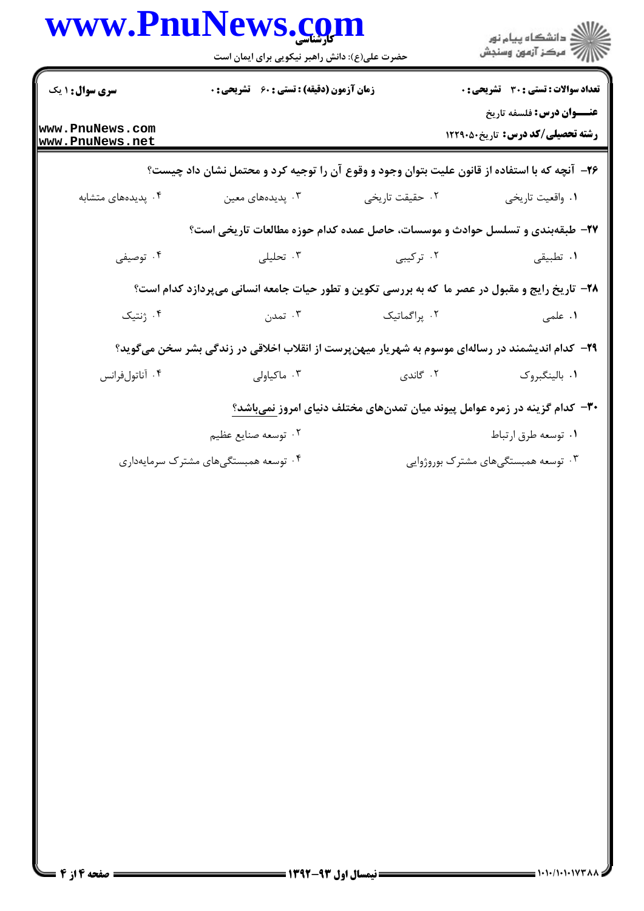۲۶- آنچه که با استفاده از قانون علیت بتوان وجود و وقوع آن را توجیه کرد و محتمل نشان داد چیست؟

۱. واقعیت تاریخی
۲. حقیقت تاریخی
۳. پدیده‌های معین
۴. پدیده‌های متشابه

۲۷- طبقه‌بندی و تسلسل حوادث و موسسات، حاصل عمده کدام حوزه مطالعات تاریخی است؟

۱. تطبیقی
۲. ترکیبی
۳. تحلیلی
۴. توصیفی

۲۸- تاریخ رایج و مقبول در عصر ما که به بررسی تکوین و تطور حیات جامعه انسانی می‌پردازد کدام است؟

۱. علمی
۲. پراگماتیک
۳. تمدن
۴. ژنتیک

۲۹- کدام اندیشمند در رساله‌ای موسوم به شهریار میهن‌پرست از انقلاب اخلاقی در زندگی بشر سخن می‌گوید؟

۱. بالینگبروک
۲. گاندی
۳. ماکیاولی
۴. آناتول‌فرانس

۳۰- کدام گزینه در زمره عوامل پیوند میان تمدن‌های مختلف دنیای امروز نمی‌باشد؟

۱. توسعه طرق ارتباط
۲. توسعه صنایع عظیم
۳. توسعه همبستگی‌های مشترک بوروژوایی
۴. توسعه همبستگی‌های مشترک سرمایه‌داری